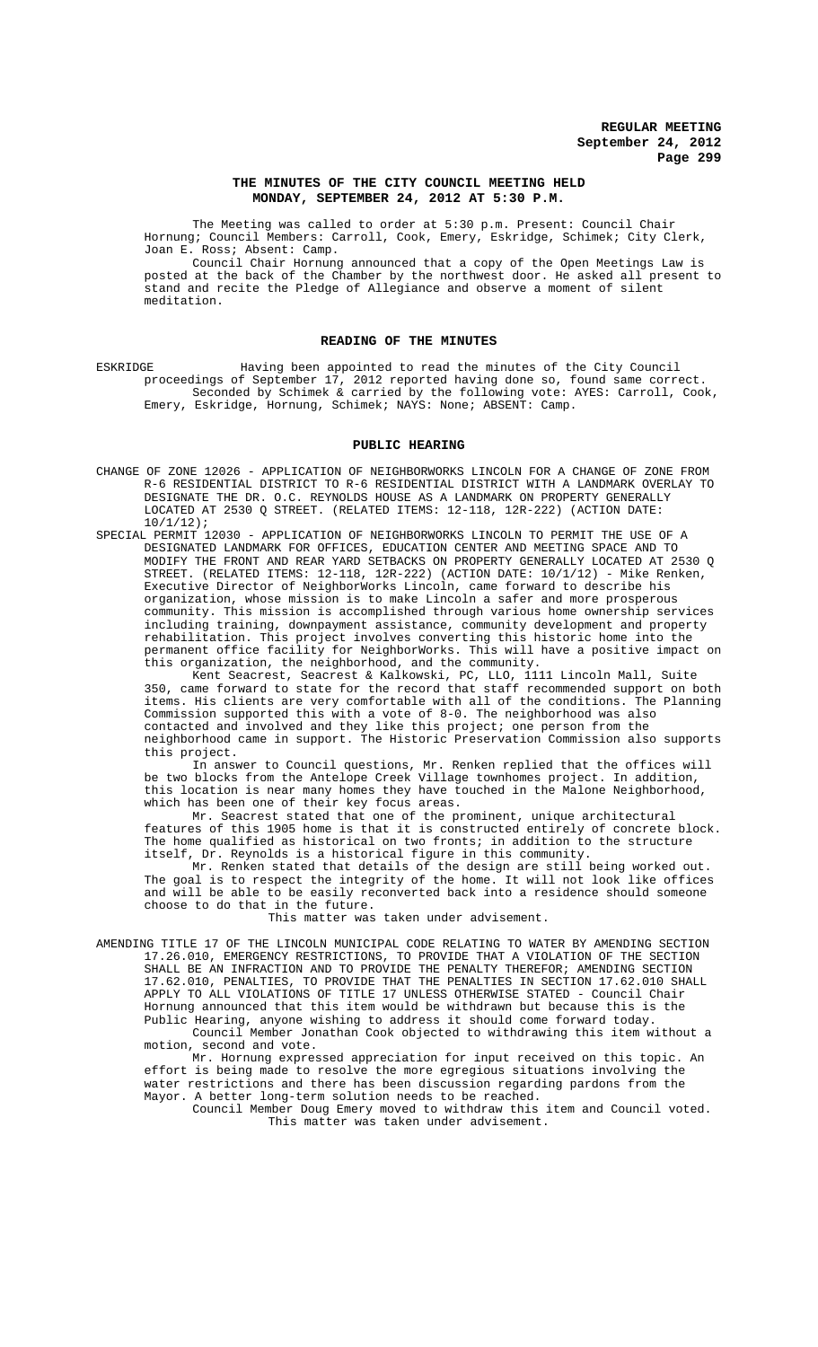# THE MINUTES OF THE CITY COUNCIL MEETING HELD MONDAY, SEPTEMBER 24, 2012 AT 5:30 P.M.

The Meeting was called to order at 5:30 p.m. Present: Council Chair Hornung; Council Members: Carroll, Cook, Emery, Eskridge, Schimek; City Clerk, Joan E. Ross; Absent: Camp.

Council Chair Hornung announced that a copy of the Open Meetings Law is posted at the back of the Chamber by the northwest door. He asked all present to stand and recite the Pledge of Allegiance and observe a moment of silent meditation.

## READING OF THE MINUTES

ESKRIDGE Having been appointed to read the minutes of the City Council proceedings of September 17, 2012 reported having done so, found same correct.

Seconded by Schimek & carried by the following vote: AYES: Carroll, Cook, Emery, Eskridge, Hornung, Schimek; NAYS: None; ABSENT: Camp.

## PUBLIC HEARING

CHANGE OF ZONE 12026 - APPLICATION OF NEIGHBORWORKS LINCOLN FOR A CHANGE OF ZONE FROM R-6 RESIDENTIAL DISTRICT TO R-6 RESIDENTIAL DISTRICT WITH A LANDMARK OVERLAY TO DESIGNATE THE DR. O.C. REYNOLDS HOUSE AS A LANDMARK ON PROPERTY GENERALLY LOCATED AT 2530 Q STREET. (RELATED ITEMS: 12-118, 12R-222) (ACTION DATE: 10/1/12);

SPECIAL PERMIT 12030 - APPLICATION OF NEIGHBORWORKS LINCOLN TO PERMIT THE USE OF A DESIGNATED LANDMARK FOR OFFICES, EDUCATION CENTER AND MEETING SPACE AND TO MODIFY THE FRONT AND REAR YARD SETBACKS ON PROPERTY GENERALLY LOCATED AT 2530 Q STREET. (RELATED ITEMS: 12-118, 12R-222) (ACTION DATE: 10/1/12) - Mike Renken, Executive Director of NeighborWorks Lincoln, came forward to describe his organization, whose mission is to make Lincoln a safer and more prosperous community. This mission is accomplished through various home ownership services including training, downpayment assistance, community development and property rehabilitation. This project involves converting this historic home into the permanent office facility for NeighborWorks. This will have a positive impact on this organization, the neighborhood, and the community.

Kent Seacrest, Seacrest & Kalkowski, PC, LLO, 1111 Lincoln Mall, Suite 350, came forward to state for the record that staff recommended support on both items. His clients are very comfortable with all of the conditions. The Planning Commission supported this with a vote of 8-0. The neighborhood was also contacted and involved and they like this project; one person from the neighborhood came in support. The Historic Preservation Commission also supports this project.

In answer to Council questions, Mr. Renken replied that the offices will be two blocks from the Antelope Creek Village townhomes project. In addition, this location is near many homes they have touched in the Malone Neighborhood, which has been one of their key focus areas.

Mr. Seacrest stated that one of the prominent, unique architectural features of this 1905 home is that it is constructed entirely of concrete block. The home qualified as historical on two fronts; in addition to the structure itself, Dr. Reynolds is a historical figure in this community.

Mr. Renken stated that details of the design are still being worked out. The goal is to respect the integrity of the home. It will not look like offices and will be able to be easily reconverted back into a residence should someone choose to do that in the future.

This matter was taken under advisement.

AMENDING TITLE 17 OF THE LINCOLN MUNICIPAL CODE RELATING TO WATER BY AMENDING SECTION 17.26.010, EMERGENCY RESTRICTIONS, TO PROVIDE THAT A VIOLATION OF THE SECTION SHALL BE AN INFRACTION AND TO PROVIDE THE PENALTY THEREFOR; AMENDING SECTION 17.62.010, PENALTIES, TO PROVIDE THAT THE PENALTIES IN SECTION 17.62.010 SHALL APPLY TO ALL VIOLATIONS OF TITLE 17 UNLESS OTHERWISE STATED - Council Chair Hornung announced that this item would be withdrawn but because this is the Public Hearing, anyone wishing to address it should come forward today.

Council Member Jonathan Cook objected to withdrawing this item without a motion, second and vote.

Mr. Hornung expressed appreciation for input received on this topic. An effort is being made to resolve the more egregious situations involving the water restrictions and there has been discussion regarding pardons from the Mayor. A better long-term solution needs to be reached.

Council Member Doug Emery moved to withdraw this item and Council voted.

This matter was taken under advisement.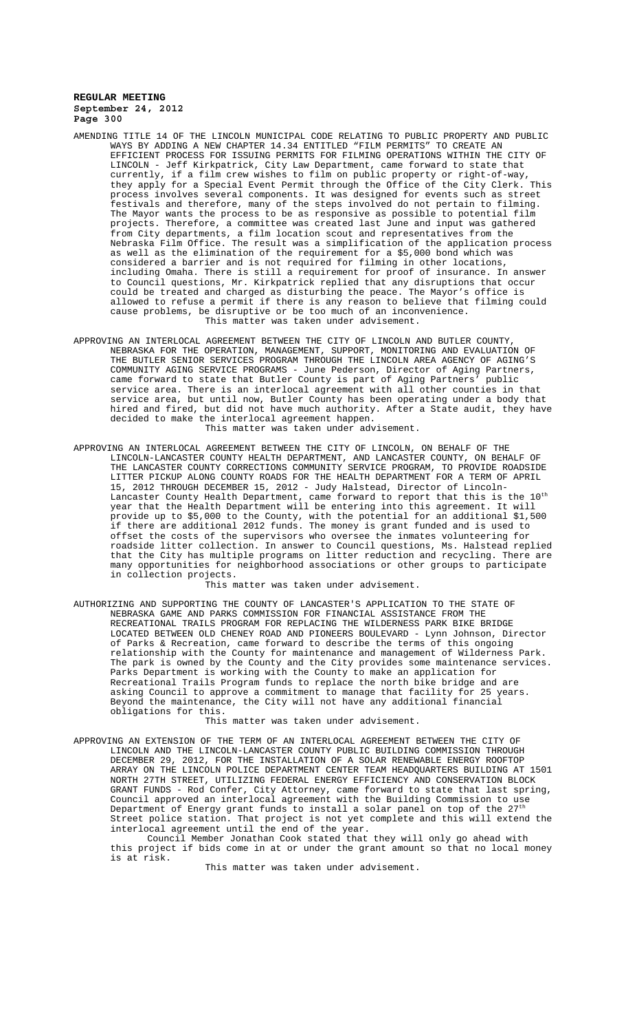AMENDING TITLE 14 OF THE LINCOLN MUNICIPAL CODE RELATING TO PUBLIC PROPERTY AND PUBLIC WAYS BY ADDING A NEW CHAPTER 14.34 ENTITLED "FILM PERMITS" TO CREATE AN EFFICIENT PROCESS FOR ISSUING PERMITS FOR FILMING OPERATIONS WITHIN THE CITY OF LINCOLN - Jeff Kirkpatrick, City Law Department, came forward to state that currently, if a film crew wishes to film on public property or right-of-way, they apply for a Special Event Permit through the Office of the City Clerk. This process involves several components. It was designed for events such as street festivals and therefore, many of the steps involved do not pertain to filming. The Mayor wants the process to be as responsive as possible to potential film projects. Therefore, a committee was created last June and input was gathered from City departments, a film location scout and representatives from the Nebraska Film Office. The result was a simplification of the application process as well as the elimination of the requirement for a $5,000 bond which was considered a barrier and is not required for filming in other locations, including Omaha. There is still a requirement for proof of insurance. In answer to Council questions, Mr. Kirkpatrick replied that any disruptions that occur could be treated and charged as disturbing the peace. The Mayor's office is allowed to refuse a permit if there is any reason to believe that filming could cause problems, be disruptive or be too much of an inconvenience.

This matter was taken under advisement.

APPROVING AN INTERLOCAL AGREEMENT BETWEEN THE CITY OF LINCOLN AND BUTLER COUNTY, NEBRASKA FOR THE OPERATION, MANAGEMENT, SUPPORT, MONITORING AND EVALUATION OF THE BUTLER SENIOR SERVICES PROGRAM THROUGH THE LINCOLN AREA AGENCY OF AGING'S COMMUNITY AGING SERVICE PROGRAMS - June Pederson, Director of Aging Partners, came forward to state that Butler County is part of Aging Partners' public service area. There is an interlocal agreement with all other counties in that service area, but until now, Butler County has been operating under a body that hired and fired, but did not have much authority. After a State audit, they have decided to make the interlocal agreement happen.

This matter was taken under advisement.

APPROVING AN INTERLOCAL AGREEMENT BETWEEN THE CITY OF LINCOLN, ON BEHALF OF THE LINCOLN-LANCASTER COUNTY HEALTH DEPARTMENT, AND LANCASTER COUNTY, ON BEHALF OF THE LANCASTER COUNTY CORRECTIONS COMMUNITY SERVICE PROGRAM, TO PROVIDE ROADSIDE LITTER PICKUP ALONG COUNTY ROADS FOR THE HEALTH DEPARTMENT FOR A TERM OF APRIL 15, 2012 THROUGH DECEMBER 15, 2012 - Judy Halstead, Director of Lincoln-Lancaster County Health Department, came forward to report that this is the 10th year that the Health Department will be entering into this agreement. It will provide up to $5,000 to the County, with the potential for an additional $1,500 if there are additional 2012 funds. The money is grant funded and is used to offset the costs of the supervisors who oversee the inmates volunteering for roadside litter collection. In answer to Council questions, Ms. Halstead replied that the City has multiple programs on litter reduction and recycling. There are many opportunities for neighborhood associations or other groups to participate in collection projects.

This matter was taken under advisement.

AUTHORIZING AND SUPPORTING THE COUNTY OF LANCASTER'S APPLICATION TO THE STATE OF NEBRASKA GAME AND PARKS COMMISSION FOR FINANCIAL ASSISTANCE FROM THE RECREATIONAL TRAILS PROGRAM FOR REPLACING THE WILDERNESS PARK BIKE BRIDGE LOCATED BETWEEN OLD CHENEY ROAD AND PIONEERS BOULEVARD - Lynn Johnson, Director of Parks & Recreation, came forward to describe the terms of this ongoing relationship with the County for maintenance and management of Wilderness Park. The park is owned by the County and the City provides some maintenance services. Parks Department is working with the County to make an application for Recreational Trails Program funds to replace the north bike bridge and are asking Council to approve a commitment to manage that facility for 25 years. Beyond the maintenance, the City will not have any additional financial obligations for this.

This matter was taken under advisement.

APPROVING AN EXTENSION OF THE TERM OF AN INTERLOCAL AGREEMENT BETWEEN THE CITY OF LINCOLN AND THE LINCOLN-LANCASTER COUNTY PUBLIC BUILDING COMMISSION THROUGH DECEMBER 29, 2012, FOR THE INSTALLATION OF A SOLAR RENEWABLE ENERGY ROOFTOP ARRAY ON THE LINCOLN POLICE DEPARTMENT CENTER TEAM HEADQUARTERS BUILDING AT 1501 NORTH 27TH STREET, UTILIZING FEDERAL ENERGY EFFICIENCY AND CONSERVATION BLOCK GRANT FUNDS - Rod Confer, City Attorney, came forward to state that last spring, Council approved an interlocal agreement with the Building Commission to use Department of Energy grant funds to install a solar panel on top of the 27th Street police station. That project is not yet complete and this will extend the interlocal agreement until the end of the year.

Council Member Jonathan Cook stated that they will only go ahead with this project if bids come in at or under the grant amount so that no local money is at risk.

This matter was taken under advisement.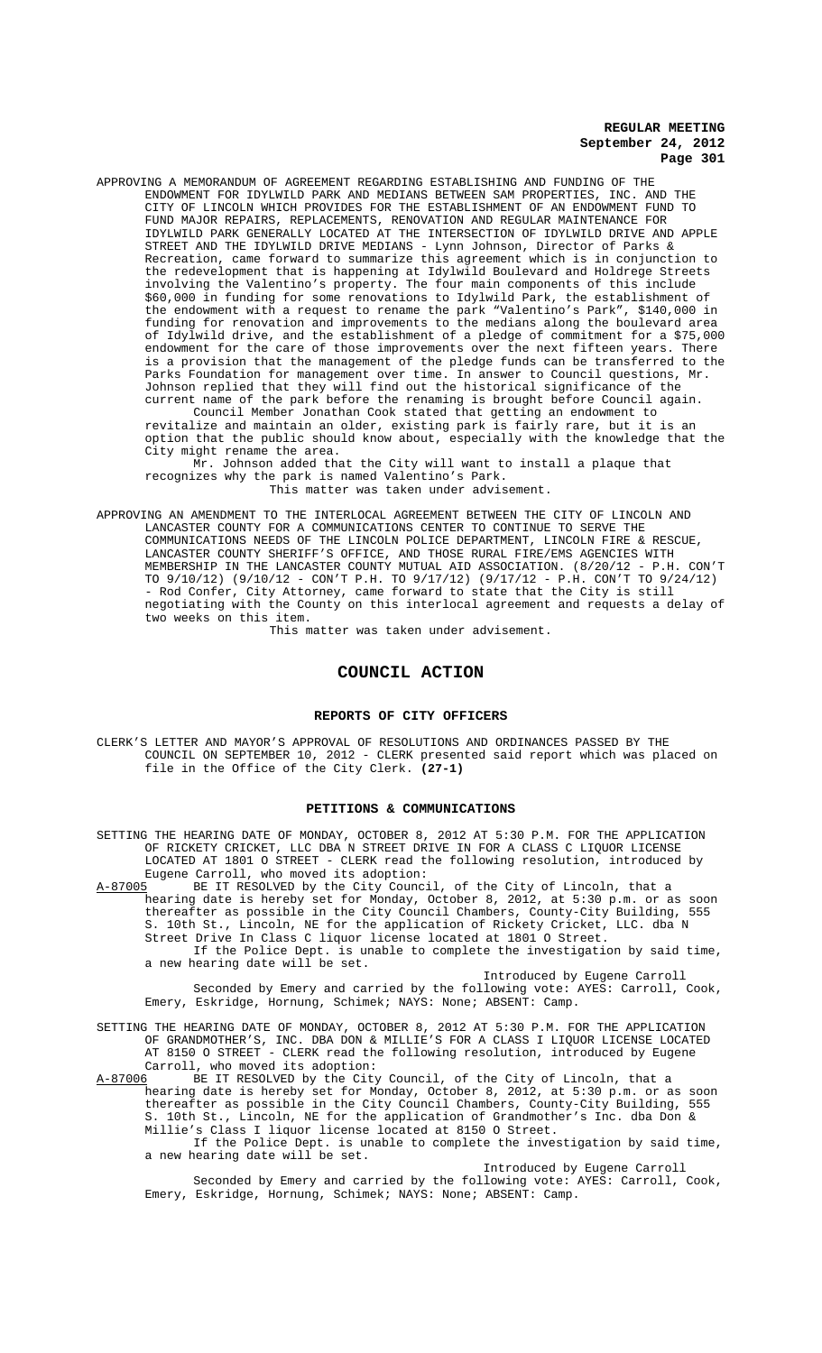APPROVING A MEMORANDUM OF AGREEMENT REGARDING ESTABLISHING AND FUNDING OF THE ENDOWMENT FOR IDYLWILD PARK AND MEDIANS BETWEEN SAM PROPERTIES, INC. AND THE CITY OF LINCOLN WHICH PROVIDES FOR THE ESTABLISHMENT OF AN ENDOWMENT FUND TO FUND MAJOR REPAIRS, REPLACEMENTS, RENOVATION AND REGULAR MAINTENANCE FOR IDYLWILD PARK GENERALLY LOCATED AT THE INTERSECTION OF IDYLWILD DRIVE AND APPLE STREET AND THE IDYLWILD DRIVE MEDIANS - Lynn Johnson, Director of Parks & Recreation, came forward to summarize this agreement which is in conjunction to the redevelopment that is happening at Idylwild Boulevard and Holdrege Streets involving the Valentino's property. The four main components of this include \$60,000 in funding for some renovations to Idylwild Park, the establishment of the endowment with a request to rename the park "Valentino's Park", \$140,000 in funding for renovation and improvements to the medians along the boulevard area of Idylwild drive, and the establishment of a pledge of commitment for a \$75,000 endowment for the care of those improvements over the next fifteen years. There is a provision that the management of the pledge funds can be transferred to the Parks Foundation for management over time. In answer to Council questions, Mr. Johnson replied that they will find out the historical significance of the current name of the park before the renaming is brought before Council again.

Council Member Jonathan Cook stated that getting an endowment to revitalize and maintain an older, existing park is fairly rare, but it is an option that the public should know about, especially with the knowledge that the City might rename the area.

Mr. Johnson added that the City will want to install a plaque that recognizes why the park is named Valentino's Park.

This matter was taken under advisement.

APPROVING AN AMENDMENT TO THE INTERLOCAL AGREEMENT BETWEEN THE CITY OF LINCOLN AND LANCASTER COUNTY FOR A COMMUNICATIONS CENTER TO CONTINUE TO SERVE THE COMMUNICATIONS NEEDS OF THE LINCOLN POLICE DEPARTMENT, LINCOLN FIRE & RESCUE, LANCASTER COUNTY SHERIFF'S OFFICE, AND THOSE RURAL FIRE/EMS AGENCIES WITH MEMBERSHIP IN THE LANCASTER COUNTY MUTUAL AID ASSOCIATION. (8/20/12 - P.H. CON'T TO 9/10/12) (9/10/12 - CON'T P.H. TO 9/17/12) (9/17/12 - P.H. CON'T TO 9/24/12) - Rod Confer, City Attorney, came forward to state that the City is still negotiating with the County on this interlocal agreement and requests a delay of two weeks on this item.

This matter was taken under advisement.

## COUNCIL ACTION

### REPORTS OF CITY OFFICERS

CLERK'S LETTER AND MAYOR'S APPROVAL OF RESOLUTIONS AND ORDINANCES PASSED BY THE COUNCIL ON SEPTEMBER 10, 2012 - CLERK presented said report which was placed on file in the Office of the City Clerk. **(27-1)**

### PETITIONS & COMMUNICATIONS

SETTING THE HEARING DATE OF MONDAY, OCTOBER 8, 2012 AT 5:30 P.M. FOR THE APPLICATION OF RICKETY CRICKET, LLC DBA N STREET DRIVE IN FOR A CLASS C LIQUOR LICENSE LOCATED AT 1801 O STREET - CLERK read the following resolution, introduced by Eugene Carroll, who moved its adoption:

A-87005 BE IT RESOLVED by the City Council, of the City of Lincoln, that a hearing date is hereby set for Monday, October 8, 2012, at 5:30 p.m. or as soon thereafter as possible in the City Council Chambers, County-City Building, 555 S. 10th St., Lincoln, NE for the application of Rickety Cricket, LLC. dba N Street Drive In Class C liquor license located at 1801 O Street.

If the Police Dept. is unable to complete the investigation by said time, a new hearing date will be set.

Introduced by Eugene Carroll

Seconded by Emery and carried by the following vote: AYES: Carroll, Cook, Emery, Eskridge, Hornung, Schimek; NAYS: None; ABSENT: Camp.

SETTING THE HEARING DATE OF MONDAY, OCTOBER 8, 2012 AT 5:30 P.M. FOR THE APPLICATION OF GRANDMOTHER'S, INC. DBA DON & MILLIE'S FOR A CLASS I LIQUOR LICENSE LOCATED AT 8150 O STREET - CLERK read the following resolution, introduced by Eugene Carroll, who moved its adoption:

A-87006 BE IT RESOLVED by the City Council, of the City of Lincoln, that a hearing date is hereby set for Monday, October 8, 2012, at 5:30 p.m. or as soon thereafter as possible in the City Council Chambers, County-City Building, 555 S. 10th St., Lincoln, NE for the application of Grandmother's Inc. dba Don & Millie's Class I liquor license located at 8150 O Street.

If the Police Dept. is unable to complete the investigation by said time, a new hearing date will be set.

Introduced by Eugene Carroll

Seconded by Emery and carried by the following vote: AYES: Carroll, Cook, Emery, Eskridge, Hornung, Schimek; NAYS: None; ABSENT: Camp.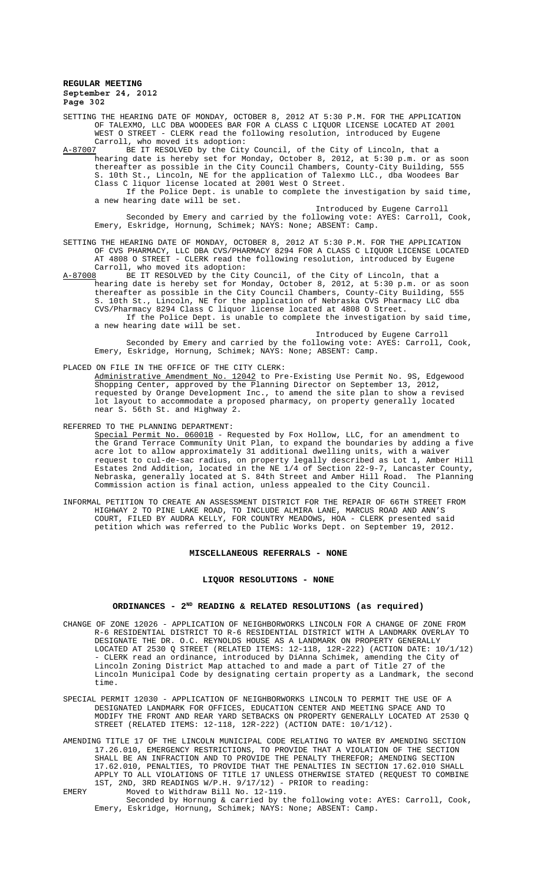SETTING THE HEARING DATE OF MONDAY, OCTOBER 8, 2012 AT 5:30 P.M. FOR THE APPLICATION OF TALEXMO, LLC DBA WOODEES BAR FOR A CLASS C LIQUOR LICENSE LOCATED AT 2001 WEST O STREET - CLERK read the following resolution, introduced by Eugene Carroll, who moved its adoption:

A-87007 BE IT RESOLVED by the City Council, of the City of Lincoln, that a hearing date is hereby set for Monday, October 8, 2012, at 5:30 p.m. or as soon thereafter as possible in the City Council Chambers, County-City Building, 555 S. 10th St., Lincoln, NE for the application of Talexmo LLC., dba Woodees Bar Class C liquor license located at 2001 West O Street.

If the Police Dept. is unable to complete the investigation by said time, a new hearing date will be set.

Introduced by Eugene Carroll

Seconded by Emery and carried by the following vote: AYES: Carroll, Cook, Emery, Eskridge, Hornung, Schimek; NAYS: None; ABSENT: Camp.

SETTING THE HEARING DATE OF MONDAY, OCTOBER 8, 2012 AT 5:30 P.M. FOR THE APPLICATION OF CVS PHARMACY, LLC DBA CVS/PHARMACY 8294 FOR A CLASS C LIQUOR LICENSE LOCATED AT 4808 O STREET - CLERK read the following resolution, introduced by Eugene Carroll, who moved its adoption:

A-87008 BE IT RESOLVED by the City Council, of the City of Lincoln, that a hearing date is hereby set for Monday, October 8, 2012, at 5:30 p.m. or as soon thereafter as possible in the City Council Chambers, County-City Building, 555 S. 10th St., Lincoln, NE for the application of Nebraska CVS Pharmacy LLC dba CVS/Pharmacy 8294 Class C liquor license located at 4808 O Street.

If the Police Dept. is unable to complete the investigation by said time, a new hearing date will be set.

Introduced by Eugene Carroll

Seconded by Emery and carried by the following vote: AYES: Carroll, Cook, Emery, Eskridge, Hornung, Schimek; NAYS: None; ABSENT: Camp.

PLACED ON FILE IN THE OFFICE OF THE CITY CLERK:

Administrative Amendment No. 12042 to Pre-Existing Use Permit No. 9S, Edgewood Shopping Center, approved by the Planning Director on September 13, 2012, requested by Orange Development Inc., to amend the site plan to show a revised lot layout to accommodate a proposed pharmacy, on property generally located near S. 56th St. and Highway 2.

REFERRED TO THE PLANNING DEPARTMENT:

Special Permit No. 06001B - Requested by Fox Hollow, LLC, for an amendment to the Grand Terrace Community Unit Plan, to expand the boundaries by adding a five acre lot to allow approximately 31 additional dwelling units, with a waiver request to cul-de-sac radius, on property legally described as Lot 1, Amber Hill Estates 2nd Addition, located in the NE 1/4 of Section 22-9-7, Lancaster County, Nebraska, generally located at S. 84th Street and Amber Hill Road. The Planning Commission action is final action, unless appealed to the City Council.

INFORMAL PETITION TO CREATE AN ASSESSMENT DISTRICT FOR THE REPAIR OF 66TH STREET FROM HIGHWAY 2 TO PINE LAKE ROAD, TO INCLUDE ALMIRA LANE, MARCUS ROAD AND ANN'S COURT, FILED BY AUDRA KELLY, FOR COUNTRY MEADOWS, HOA - CLERK presented said petition which was referred to the Public Works Dept. on September 19, 2012.

## MISCELLANEOUS REFERRALS - NONE

## LIQUOR RESOLUTIONS - NONE

## ORDINANCES - 2ND READING & RELATED RESOLUTIONS (as required)

CHANGE OF ZONE 12026 - APPLICATION OF NEIGHBORWORKS LINCOLN FOR A CHANGE OF ZONE FROM R-6 RESIDENTIAL DISTRICT TO R-6 RESIDENTIAL DISTRICT WITH A LANDMARK OVERLAY TO DESIGNATE THE DR. O.C. REYNOLDS HOUSE AS A LANDMARK ON PROPERTY GENERALLY LOCATED AT 2530 Q STREET (RELATED ITEMS: 12-118, 12R-222) (ACTION DATE: 10/1/12) - CLERK read an ordinance, introduced by DiAnna Schimek, amending the City of Lincoln Zoning District Map attached to and made a part of Title 27 of the Lincoln Municipal Code by designating certain property as a Landmark, the second time.

SPECIAL PERMIT 12030 - APPLICATION OF NEIGHBORWORKS LINCOLN TO PERMIT THE USE OF A DESIGNATED LANDMARK FOR OFFICES, EDUCATION CENTER AND MEETING SPACE AND TO MODIFY THE FRONT AND REAR YARD SETBACKS ON PROPERTY GENERALLY LOCATED AT 2530 Q STREET (RELATED ITEMS: 12-118, 12R-222) (ACTION DATE: 10/1/12).

AMENDING TITLE 17 OF THE LINCOLN MUNICIPAL CODE RELATING TO WATER BY AMENDING SECTION 17.26.010, EMERGENCY RESTRICTIONS, TO PROVIDE THAT A VIOLATION OF THE SECTION SHALL BE AN INFRACTION AND TO PROVIDE THE PENALTY THEREFOR; AMENDING SECTION 17.62.010, PENALTIES, TO PROVIDE THAT THE PENALTIES IN SECTION 17.62.010 SHALL APPLY TO ALL VIOLATIONS OF TITLE 17 UNLESS OTHERWISE STATED (REQUEST TO COMBINE 1ST, 2ND, 3RD READINGS W/P.H. 9/17/12) - PRIOR to reading:

EMERY Moved to Withdraw Bill No. 12-119.

Seconded by Hornung & carried by the following vote: AYES: Carroll, Cook, Emery, Eskridge, Hornung, Schimek; NAYS: None; ABSENT: Camp.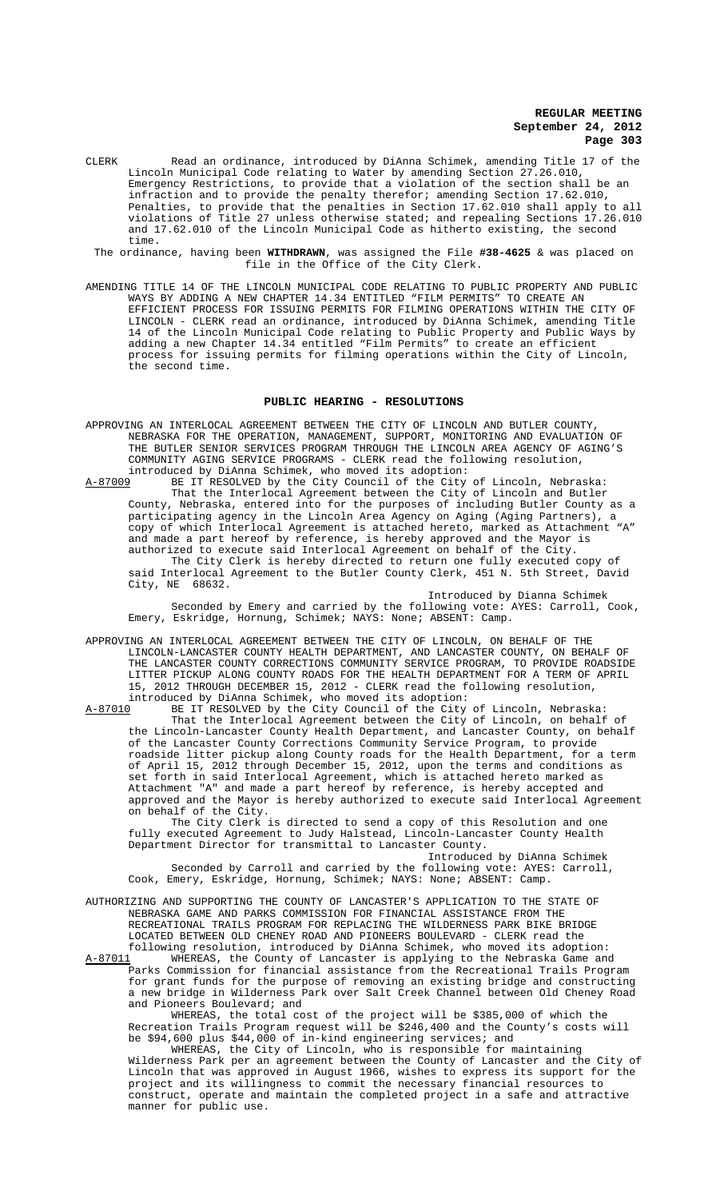CLERK Read an ordinance, introduced by DiAnna Schimek, amending Title 17 of the Lincoln Municipal Code relating to Water by amending Section 27.26.010, Emergency Restrictions, to provide that a violation of the section shall be an infraction and to provide the penalty therefor; amending Section 17.62.010, Penalties, to provide that the penalties in Section 17.62.010 shall apply to all violations of Title 27 unless otherwise stated; and repealing Sections 17.26.010 and 17.62.010 of the Lincoln Municipal Code as hitherto existing, the second time.

The ordinance, having been **WITHDRAWN**, was assigned the File **#38-4625** & was placed on file in the Office of the City Clerk.

AMENDING TITLE 14 OF THE LINCOLN MUNICIPAL CODE RELATING TO PUBLIC PROPERTY AND PUBLIC WAYS BY ADDING A NEW CHAPTER 14.34 ENTITLED "FILM PERMITS" TO CREATE AN EFFICIENT PROCESS FOR ISSUING PERMITS FOR FILMING OPERATIONS WITHIN THE CITY OF LINCOLN - CLERK read an ordinance, introduced by DiAnna Schimek, amending Title 14 of the Lincoln Municipal Code relating to Public Property and Public Ways by adding a new Chapter 14.34 entitled "Film Permits" to create an efficient process for issuing permits for filming operations within the City of Lincoln, the second time.

## PUBLIC HEARING - RESOLUTIONS

APPROVING AN INTERLOCAL AGREEMENT BETWEEN THE CITY OF LINCOLN AND BUTLER COUNTY, NEBRASKA FOR THE OPERATION, MANAGEMENT, SUPPORT, MONITORING AND EVALUATION OF THE BUTLER SENIOR SERVICES PROGRAM THROUGH THE LINCOLN AREA AGENCY OF AGING'S COMMUNITY AGING SERVICE PROGRAMS - CLERK read the following resolution, introduced by DiAnna Schimek, who moved its adoption:

A-87009 BE IT RESOLVED by the City Council of the City of Lincoln, Nebraska:

That the Interlocal Agreement between the City of Lincoln and Butler County, Nebraska, entered into for the purposes of including Butler County as a participating agency in the Lincoln Area Agency on Aging (Aging Partners), a copy of which Interlocal Agreement is attached hereto, marked as Attachment "A" and made a part hereof by reference, is hereby approved and the Mayor is authorized to execute said Interlocal Agreement on behalf of the City.

The City Clerk is hereby directed to return one fully executed copy of said Interlocal Agreement to the Butler County Clerk, 451 N. 5th Street, David City, NE 68632.

Introduced by Dianna Schimek

Seconded by Emery and carried by the following vote: AYES: Carroll, Cook, Emery, Eskridge, Hornung, Schimek; NAYS: None; ABSENT: Camp.

APPROVING AN INTERLOCAL AGREEMENT BETWEEN THE CITY OF LINCOLN, ON BEHALF OF THE LINCOLN-LANCASTER COUNTY HEALTH DEPARTMENT, AND LANCASTER COUNTY, ON BEHALF OF THE LANCASTER COUNTY CORRECTIONS COMMUNITY SERVICE PROGRAM, TO PROVIDE ROADSIDE LITTER PICKUP ALONG COUNTY ROADS FOR THE HEALTH DEPARTMENT FOR A TERM OF APRIL 15, 2012 THROUGH DECEMBER 15, 2012 - CLERK read the following resolution, introduced by DiAnna Schimek, who moved its adoption:

A-87010 BE IT RESOLVED by the City Council of the City of Lincoln, Nebraska:

That the Interlocal Agreement between the City of Lincoln, on behalf of the Lincoln-Lancaster County Health Department, and Lancaster County, on behalf of the Lancaster County Corrections Community Service Program, to provide roadside litter pickup along County roads for the Health Department, for a term of April 15, 2012 through December 15, 2012, upon the terms and conditions as set forth in said Interlocal Agreement, which is attached hereto marked as Attachment "A" and made a part hereof by reference, is hereby accepted and approved and the Mayor is hereby authorized to execute said Interlocal Agreement on behalf of the City.

The City Clerk is directed to send a copy of this Resolution and one fully executed Agreement to Judy Halstead, Lincoln-Lancaster County Health Department Director for transmittal to Lancaster County.

Introduced by DiAnna Schimek

Seconded by Carroll and carried by the following vote: AYES: Carroll, Cook, Emery, Eskridge, Hornung, Schimek; NAYS: None; ABSENT: Camp.

AUTHORIZING AND SUPPORTING THE COUNTY OF LANCASTER'S APPLICATION TO THE STATE OF NEBRASKA GAME AND PARKS COMMISSION FOR FINANCIAL ASSISTANCE FROM THE RECREATIONAL TRAILS PROGRAM FOR REPLACING THE WILDERNESS PARK BIKE BRIDGE LOCATED BETWEEN OLD CHENEY ROAD AND PIONEERS BOULEVARD - CLERK read the following resolution, introduced by DiAnna Schimek, who moved its adoption:

A-87011 WHEREAS, the County of Lancaster is applying to the Nebraska Game and Parks Commission for financial assistance from the Recreational Trails Program for grant funds for the purpose of removing an existing bridge and constructing a new bridge in Wilderness Park over Salt Creek Channel between Old Cheney Road and Pioneers Boulevard; and

WHEREAS, the total cost of the project will be $385,000 of which the Recreation Trails Program request will be $246,400 and the County's costs will be $94,600 plus $44,000 of in-kind engineering services; and

WHEREAS, the City of Lincoln, who is responsible for maintaining Wilderness Park per an agreement between the County of Lancaster and the City of Lincoln that was approved in August 1966, wishes to express its support for the project and its willingness to commit the necessary financial resources to construct, operate and maintain the completed project in a safe and attractive manner for public use.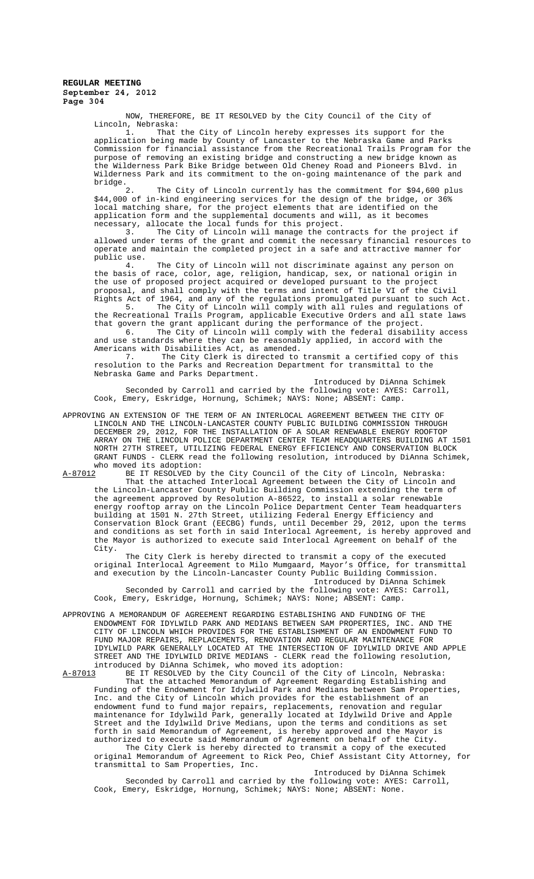NOW, THEREFORE, BE IT RESOLVED by the City Council of the City of Lincoln, Nebraska:

1. That the City of Lincoln hereby expresses its support for the application being made by County of Lancaster to the Nebraska Game and Parks Commission for financial assistance from the Recreational Trails Program for the purpose of removing an existing bridge and constructing a new bridge known as the Wilderness Park Bike Bridge between Old Cheney Road and Pioneers Blvd. in Wilderness Park and its commitment to the on-going maintenance of the park and bridge.

2. The City of Lincoln currently has the commitment for $94,600 plus $44,000 of in-kind engineering services for the design of the bridge, or 36% local matching share, for the project elements that are identified on the application form and the supplemental documents and will, as it becomes necessary, allocate the local funds for this project.

3. The City of Lincoln will manage the contracts for the project if allowed under terms of the grant and commit the necessary financial resources to operate and maintain the completed project in a safe and attractive manner for public use.

4. The City of Lincoln will not discriminate against any person on the basis of race, color, age, religion, handicap, sex, or national origin in the use of proposed project acquired or developed pursuant to the project proposal, and shall comply with the terms and intent of Title VI of the Civil Rights Act of 1964, and any of the regulations promulgated pursuant to such Act.

5. The City of Lincoln will comply with all rules and regulations of the Recreational Trails Program, applicable Executive Orders and all state laws that govern the grant applicant during the performance of the project.

6. The City of Lincoln will comply with the federal disability access and use standards where they can be reasonably applied, in accord with the Americans with Disabilities Act, as amended.

7. The City Clerk is directed to transmit a certified copy of this resolution to the Parks and Recreation Department for transmittal to the Nebraska Game and Parks Department.

Introduced by DiAnna Schimek

Seconded by Carroll and carried by the following vote: AYES: Carroll, Cook, Emery, Eskridge, Hornung, Schimek; NAYS: None; ABSENT: Camp.

APPROVING AN EXTENSION OF THE TERM OF AN INTERLOCAL AGREEMENT BETWEEN THE CITY OF LINCOLN AND THE LINCOLN-LANCASTER COUNTY PUBLIC BUILDING COMMISSION THROUGH DECEMBER 29, 2012, FOR THE INSTALLATION OF A SOLAR RENEWABLE ENERGY ROOFTOP ARRAY ON THE LINCOLN POLICE DEPARTMENT CENTER TEAM HEADQUARTERS BUILDING AT 1501 NORTH 27TH STREET, UTILIZING FEDERAL ENERGY EFFICIENCY AND CONSERVATION BLOCK GRANT FUNDS - CLERK read the following resolution, introduced by DiAnna Schimek, who moved its adoption:

A-87012 BE IT RESOLVED by the City Council of the City of Lincoln, Nebraska:

That the attached Interlocal Agreement between the City of Lincoln and the Lincoln-Lancaster County Public Building Commission extending the term of the agreement approved by Resolution A-86522, to install a solar renewable energy rooftop array on the Lincoln Police Department Center Team headquarters building at 1501 N. 27th Street, utilizing Federal Energy Efficiency and Conservation Block Grant (EECBG) funds, until December 29, 2012, upon the terms and conditions as set forth in said Interlocal Agreement, is hereby approved and the Mayor is authorized to execute said Interlocal Agreement on behalf of the City.

The City Clerk is hereby directed to transmit a copy of the executed original Interlocal Agreement to Milo Mumgaard, Mayor's Office, for transmittal and execution by the Lincoln-Lancaster County Public Building Commission.

Introduced by DiAnna Schimek

Seconded by Carroll and carried by the following vote: AYES: Carroll, Cook, Emery, Eskridge, Hornung, Schimek; NAYS: None; ABSENT: Camp.

APPROVING A MEMORANDUM OF AGREEMENT REGARDING ESTABLISHING AND FUNDING OF THE ENDOWMENT FOR IDYLWILD PARK AND MEDIANS BETWEEN SAM PROPERTIES, INC. AND THE CITY OF LINCOLN WHICH PROVIDES FOR THE ESTABLISHMENT OF AN ENDOWMENT FUND TO FUND MAJOR REPAIRS, REPLACEMENTS, RENOVATION AND REGULAR MAINTENANCE FOR IDYLWILD PARK GENERALLY LOCATED AT THE INTERSECTION OF IDYLWILD DRIVE AND APPLE STREET AND THE IDYLWILD DRIVE MEDIANS - CLERK read the following resolution, introduced by DiAnna Schimek, who moved its adoption:

A-87013 BE IT RESOLVED by the City Council of the City of Lincoln, Nebraska:

That the attached Memorandum of Agreement Regarding Establishing and Funding of the Endowment for Idylwild Park and Medians between Sam Properties, Inc. and the City of Lincoln which provides for the establishment of an endowment fund to fund major repairs, replacements, renovation and regular maintenance for Idylwild Park, generally located at Idylwild Drive and Apple Street and the Idylwild Drive Medians, upon the terms and conditions as set forth in said Memorandum of Agreement, is hereby approved and the Mayor is authorized to execute said Memorandum of Agreement on behalf of the City.

The City Clerk is hereby directed to transmit a copy of the executed original Memorandum of Agreement to Rick Peo, Chief Assistant City Attorney, for transmittal to Sam Properties, Inc.

Introduced by DiAnna Schimek

Seconded by Carroll and carried by the following vote: AYES: Carroll, Cook, Emery, Eskridge, Hornung, Schimek; NAYS: None; ABSENT: None.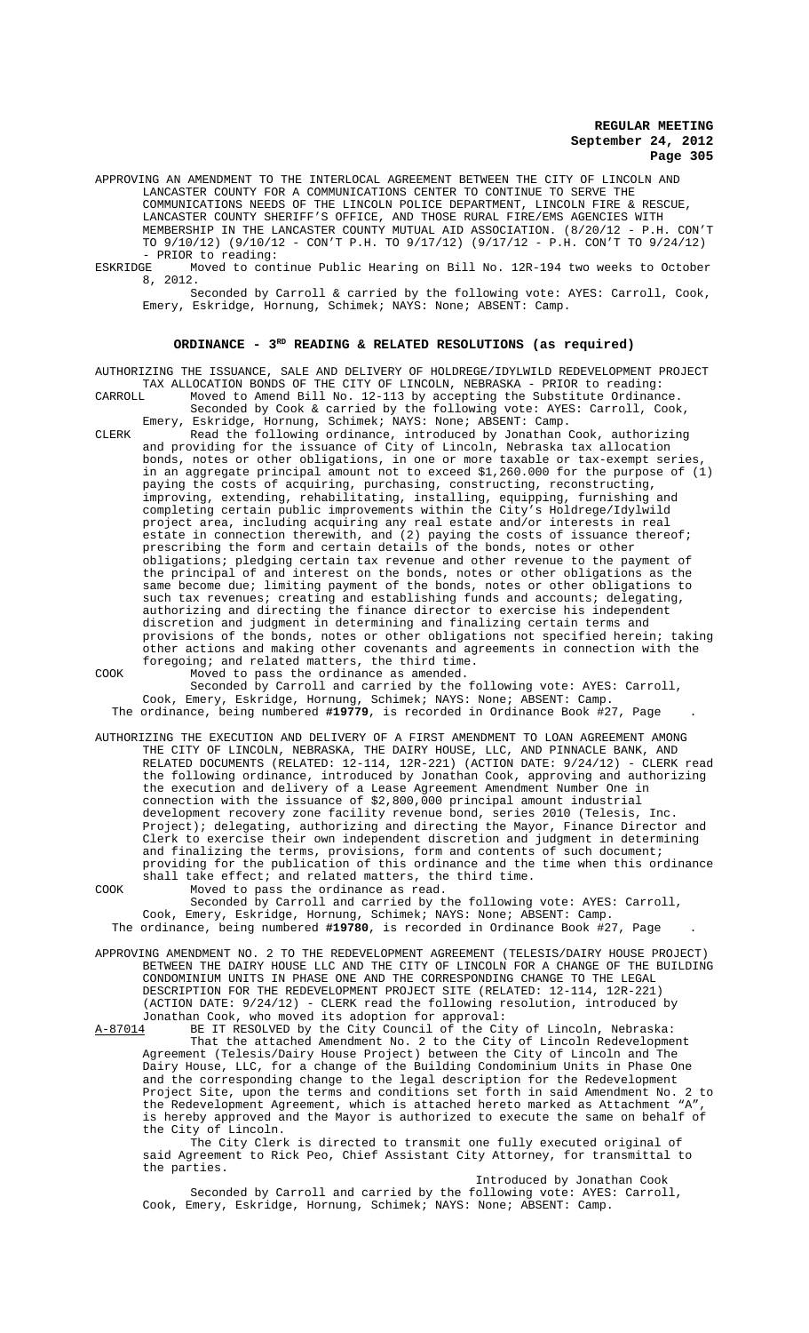APPROVING AN AMENDMENT TO THE INTERLOCAL AGREEMENT BETWEEN THE CITY OF LINCOLN AND LANCASTER COUNTY FOR A COMMUNICATIONS CENTER TO CONTINUE TO SERVE THE COMMUNICATIONS NEEDS OF THE LINCOLN POLICE DEPARTMENT, LINCOLN FIRE & RESCUE, LANCASTER COUNTY SHERIFF'S OFFICE, AND THOSE RURAL FIRE/EMS AGENCIES WITH MEMBERSHIP IN THE LANCASTER COUNTY MUTUAL AID ASSOCIATION. (8/20/12 - P.H. CON'T TO 9/10/12) (9/10/12 - CON'T P.H. TO 9/17/12) (9/17/12 - P.H. CON'T TO 9/24/12) - PRIOR to reading:

ESKRIDGE Moved to continue Public Hearing on Bill No. 12R-194 two weeks to October 8, 2012.

Seconded by Carroll & carried by the following vote: AYES: Carroll, Cook, Emery, Eskridge, Hornung, Schimek; NAYS: None; ABSENT: Camp.

## ORDINANCE - 3RD READING & RELATED RESOLUTIONS (as required)

AUTHORIZING THE ISSUANCE, SALE AND DELIVERY OF HOLDREGE/IDYLWILD REDEVELOPMENT PROJECT TAX ALLOCATION BONDS OF THE CITY OF LINCOLN, NEBRASKA - PRIOR to reading:

CARROLL Moved to Amend Bill No. 12-113 by accepting the Substitute Ordinance.

Seconded by Cook & carried by the following vote: AYES: Carroll, Cook, Emery, Eskridge, Hornung, Schimek; NAYS: None; ABSENT: Camp.

CLERK Read the following ordinance, introduced by Jonathan Cook, authorizing and providing for the issuance of City of Lincoln, Nebraska tax allocation bonds, notes or other obligations, in one or more taxable or tax-exempt series, in an aggregate principal amount not to exceed $1,260.000 for the purpose of (1) paying the costs of acquiring, purchasing, constructing, reconstructing, improving, extending, rehabilitating, installing, equipping, furnishing and completing certain public improvements within the City's Holdrege/Idylwild project area, including acquiring any real estate and/or interests in real estate in connection therewith, and (2) paying the costs of issuance thereof; prescribing the form and certain details of the bonds, notes or other obligations; pledging certain tax revenue and other revenue to the payment of the principal of and interest on the bonds, notes or other obligations as the same become due; limiting payment of the bonds, notes or other obligations to such tax revenues; creating and establishing funds and accounts; delegating, authorizing and directing the finance director to exercise his independent discretion and judgment in determining and finalizing certain terms and provisions of the bonds, notes or other obligations not specified herein; taking other actions and making other covenants and agreements in connection with the foregoing; and related matters, the third time.

COOK Moved to pass the ordinance as amended.

Seconded by Carroll and carried by the following vote: AYES: Carroll, Cook, Emery, Eskridge, Hornung, Schimek; NAYS: None; ABSENT: Camp.

The ordinance, being numbered **#19779**, is recorded in Ordinance Book #27, Page .

AUTHORIZING THE EXECUTION AND DELIVERY OF A FIRST AMENDMENT TO LOAN AGREEMENT AMONG THE CITY OF LINCOLN, NEBRASKA, THE DAIRY HOUSE, LLC, AND PINNACLE BANK, AND RELATED DOCUMENTS (RELATED: 12-114, 12R-221) (ACTION DATE: 9/24/12) - CLERK read the following ordinance, introduced by Jonathan Cook, approving and authorizing the execution and delivery of a Lease Agreement Amendment Number One in connection with the issuance of $2,800,000 principal amount industrial development recovery zone facility revenue bond, series 2010 (Telesis, Inc. Project); delegating, authorizing and directing the Mayor, Finance Director and Clerk to exercise their own independent discretion and judgment in determining and finalizing the terms, provisions, form and contents of such document; providing for the publication of this ordinance and the time when this ordinance shall take effect; and related matters, the third time.

COOK Moved to pass the ordinance as read.

Seconded by Carroll and carried by the following vote: AYES: Carroll, Cook, Emery, Eskridge, Hornung, Schimek; NAYS: None; ABSENT: Camp.

The ordinance, being numbered **#19780**, is recorded in Ordinance Book #27, Page .

APPROVING AMENDMENT NO. 2 TO THE REDEVELOPMENT AGREEMENT (TELESIS/DAIRY HOUSE PROJECT) BETWEEN THE DAIRY HOUSE LLC AND THE CITY OF LINCOLN FOR A CHANGE OF THE BUILDING CONDOMINIUM UNITS IN PHASE ONE AND THE CORRESPONDING CHANGE TO THE LEGAL DESCRIPTION FOR THE REDEVELOPMENT PROJECT SITE (RELATED: 12-114, 12R-221) (ACTION DATE: 9/24/12) - CLERK read the following resolution, introduced by Jonathan Cook, who moved its adoption for approval:

A-87014 BE IT RESOLVED by the City Council of the City of Lincoln, Nebraska:

That the attached Amendment No. 2 to the City of Lincoln Redevelopment Agreement (Telesis/Dairy House Project) between the City of Lincoln and The Dairy House, LLC, for a change of the Building Condominium Units in Phase One and the corresponding change to the legal description for the Redevelopment Project Site, upon the terms and conditions set forth in said Amendment No. 2 to the Redevelopment Agreement, which is attached hereto marked as Attachment "A", is hereby approved and the Mayor is authorized to execute the same on behalf of the City of Lincoln.

The City Clerk is directed to transmit one fully executed original of said Agreement to Rick Peo, Chief Assistant City Attorney, for transmittal to the parties.

Introduced by Jonathan Cook

Seconded by Carroll and carried by the following vote: AYES: Carroll, Cook, Emery, Eskridge, Hornung, Schimek; NAYS: None; ABSENT: Camp.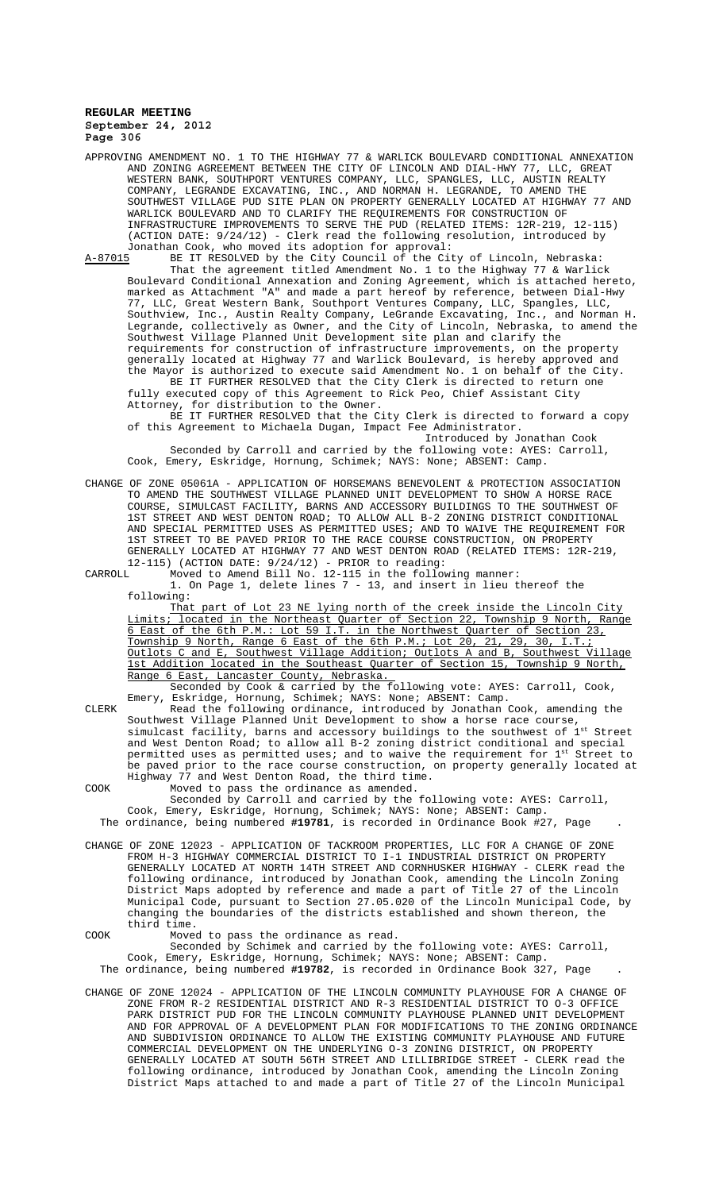**REGULAR MEETING**
**September 24, 2012**

APPROVING AMENDMENT NO. 1 TO THE HIGHWAY 77 & WARLICK BOULEVARD CONDITIONAL ANNEXATION AND ZONING AGREEMENT BETWEEN THE CITY OF LINCOLN AND DIAL-HWY 77, LLC, GREAT WESTERN BANK, SOUTHPORT VENTURES COMPANY, LLC, SPANGLES, LLC, AUSTIN REALTY COMPANY, LEGRANDE EXCAVATING, INC., AND NORMAN H. LEGRANDE, TO AMEND THE SOUTHWEST VILLAGE PUD SITE PLAN ON PROPERTY GENERALLY LOCATED AT HIGHWAY 77 AND WARLICK BOULEVARD AND TO CLARIFY THE REQUIREMENTS FOR CONSTRUCTION OF INFRASTRUCTURE IMPROVEMENTS TO SERVE THE PUD (RELATED ITEMS: 12R-219, 12-115) (ACTION DATE: 9/24/12) - Clerk read the following resolution, introduced by Jonathan Cook, who moved its adoption for approval:

A-87015 BE IT RESOLVED by the City Council of the City of Lincoln, Nebraska:

That the agreement titled Amendment No. 1 to the Highway 77 & Warlick Boulevard Conditional Annexation and Zoning Agreement, which is attached hereto, marked as Attachment "A" and made a part hereof by reference, between Dial-Hwy 77, LLC, Great Western Bank, Southport Ventures Company, LLC, Spangles, LLC, Southview, Inc., Austin Realty Company, LeGrande Excavating, Inc., and Norman H. Legrande, collectively as Owner, and the City of Lincoln, Nebraska, to amend the Southwest Village Planned Unit Development site plan and clarify the requirements for construction of infrastructure improvements, on the property generally located at Highway 77 and Warlick Boulevard, is hereby approved and the Mayor is authorized to execute said Amendment No. 1 on behalf of the City.

BE IT FURTHER RESOLVED that the City Clerk is directed to return one fully executed copy of this Agreement to Rick Peo, Chief Assistant City Attorney, for distribution to the Owner.

BE IT FURTHER RESOLVED that the City Clerk is directed to forward a copy of this Agreement to Michaela Dugan, Impact Fee Administrator.

Introduced by Jonathan Cook

Seconded by Carroll and carried by the following vote: AYES: Carroll, Cook, Emery, Eskridge, Hornung, Schimek; NAYS: None; ABSENT: Camp.

CHANGE OF ZONE 05061A - APPLICATION OF HORSEMANS BENEVOLENT & PROTECTION ASSOCIATION TO AMEND THE SOUTHWEST VILLAGE PLANNED UNIT DEVELOPMENT TO SHOW A HORSE RACE COURSE, SIMULCAST FACILITY, BARNS AND ACCESSORY BUILDINGS TO THE SOUTHWEST OF 1ST STREET AND WEST DENTON ROAD; TO ALLOW ALL B-2 ZONING DISTRICT CONDITIONAL AND SPECIAL PERMITTED USES AS PERMITTED USES; AND TO WAIVE THE REQUIREMENT FOR 1ST STREET TO BE PAVED PRIOR TO THE RACE COURSE CONSTRUCTION, ON PROPERTY GENERALLY LOCATED AT HIGHWAY 77 AND WEST DENTON ROAD (RELATED ITEMS: 12R-219, 12-115) (ACTION DATE: 9/24/12) - PRIOR to reading:

CARROLL Moved to Amend Bill No. 12-115 in the following manner:

1. On Page 1, delete lines 7 - 13, and insert in lieu thereof the following:

<u>That part of Lot 23 NE lying north of the creek inside the Lincoln City Limits; located in the Northeast Quarter of Section 22, Township 9 North, Range 6 East of the 6th P.M.: Lot 59 I.T. in the Northwest Quarter of Section 23, Township 9 North, Range 6 East of the 6th P.M.; Lot 20, 21, 29, 30, I.T.; Outlots C and E, Southwest Village Addition; Outlots A and B, Southwest Village 1st Addition located in the Southeast Quarter of Section 15, Township 9 North, Range 6 East, Lancaster County, Nebraska.</u>

Seconded by Cook & carried by the following vote: AYES: Carroll, Cook, Emery, Eskridge, Hornung, Schimek; NAYS: None; ABSENT: Camp.

CLERK Read the following ordinance, introduced by Jonathan Cook, amending the Southwest Village Planned Unit Development to show a horse race course, simulcast facility, barns and accessory buildings to the southwest of 1st Street and West Denton Road; to allow all B-2 zoning district conditional and special permitted uses as permitted uses; and to waive the requirement for 1st Street to be paved prior to the race course construction, on property generally located at Highway 77 and West Denton Road, the third time.

COOK Moved to pass the ordinance as amended.

Seconded by Carroll and carried by the following vote: AYES: Carroll, Cook, Emery, Eskridge, Hornung, Schimek; NAYS: None; ABSENT: Camp.

The ordinance, being numbered **#19781**, is recorded in Ordinance Book #27, Page .

CHANGE OF ZONE 12023 - APPLICATION OF TACKROOM PROPERTIES, LLC FOR A CHANGE OF ZONE FROM H-3 HIGHWAY COMMERCIAL DISTRICT TO I-1 INDUSTRIAL DISTRICT ON PROPERTY GENERALLY LOCATED AT NORTH 14TH STREET AND CORNHUSKER HIGHWAY - CLERK read the following ordinance, introduced by Jonathan Cook, amending the Lincoln Zoning District Maps adopted by reference and made a part of Title 27 of the Lincoln Municipal Code, pursuant to Section 27.05.020 of the Lincoln Municipal Code, by changing the boundaries of the districts established and shown thereon, the third time.

COOK Moved to pass the ordinance as read.

Seconded by Schimek and carried by the following vote: AYES: Carroll, Cook, Emery, Eskridge, Hornung, Schimek; NAYS: None; ABSENT: Camp.

The ordinance, being numbered **#19782**, is recorded in Ordinance Book 327, Page .

CHANGE OF ZONE 12024 - APPLICATION OF THE LINCOLN COMMUNITY PLAYHOUSE FOR A CHANGE OF ZONE FROM R-2 RESIDENTIAL DISTRICT AND R-3 RESIDENTIAL DISTRICT TO O-3 OFFICE PARK DISTRICT PUD FOR THE LINCOLN COMMUNITY PLAYHOUSE PLANNED UNIT DEVELOPMENT AND FOR APPROVAL OF A DEVELOPMENT PLAN FOR MODIFICATIONS TO THE ZONING ORDINANCE AND SUBDIVISION ORDINANCE TO ALLOW THE EXISTING COMMUNITY PLAYHOUSE AND FUTURE COMMERCIAL DEVELOPMENT ON THE UNDERLYING O-3 ZONING DISTRICT, ON PROPERTY GENERALLY LOCATED AT SOUTH 56TH STREET AND LILLIBRIDGE STREET - CLERK read the following ordinance, introduced by Jonathan Cook, amending the Lincoln Zoning District Maps attached to and made a part of Title 27 of the Lincoln Municipal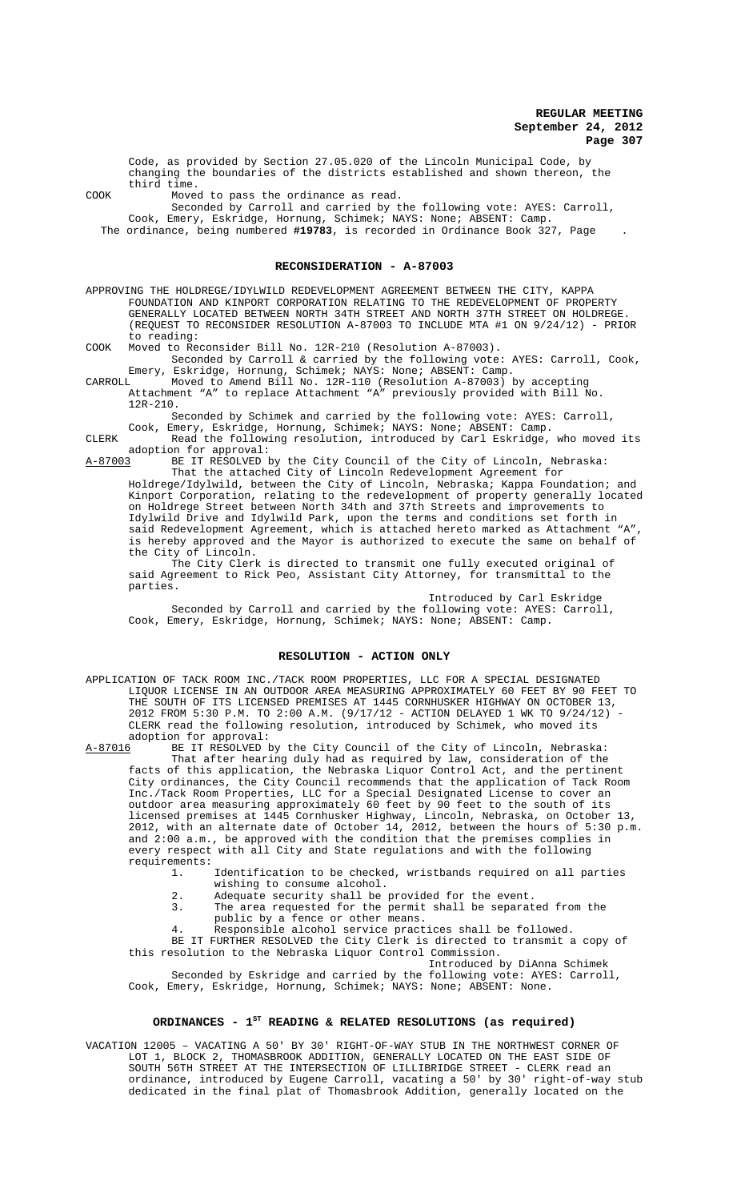Code, as provided by Section 27.05.020 of the Lincoln Municipal Code, by changing the boundaries of the districts established and shown thereon, the third time.

COOK Moved to pass the ordinance as read.

Seconded by Carroll and carried by the following vote: AYES: Carroll, Cook, Emery, Eskridge, Hornung, Schimek; NAYS: None; ABSENT: Camp.

The ordinance, being numbered **#19783**, is recorded in Ordinance Book 327, Page .

## RECONSIDERATION - A-87003

APPROVING THE HOLDREGE/IDYLWILD REDEVELOPMENT AGREEMENT BETWEEN THE CITY, KAPPA FOUNDATION AND KINPORT CORPORATION RELATING TO THE REDEVELOPMENT OF PROPERTY GENERALLY LOCATED BETWEEN NORTH 34TH STREET AND NORTH 37TH STREET ON HOLDREGE. (REQUEST TO RECONSIDER RESOLUTION A-87003 TO INCLUDE MTA #1 ON 9/24/12) - PRIOR to reading:

COOK Moved to Reconsider Bill No. 12R-210 (Resolution A-87003).

Seconded by Carroll & carried by the following vote: AYES: Carroll, Cook, Emery, Eskridge, Hornung, Schimek; NAYS: None; ABSENT: Camp.

CARROLL Moved to Amend Bill No. 12R-110 (Resolution A-87003) by accepting Attachment "A" to replace Attachment "A" previously provided with Bill No. 12R-210.

Seconded by Schimek and carried by the following vote: AYES: Carroll, Cook, Emery, Eskridge, Hornung, Schimek; NAYS: None; ABSENT: Camp.

CLERK Read the following resolution, introduced by Carl Eskridge, who moved its adoption for approval:

A-87003 BE IT RESOLVED by the City Council of the City of Lincoln, Nebraska:

That the attached City of Lincoln Redevelopment Agreement for Holdrege/Idylwild, between the City of Lincoln, Nebraska; Kappa Foundation; and Kinport Corporation, relating to the redevelopment of property generally located on Holdrege Street between North 34th and 37th Streets and improvements to Idylwild Drive and Idylwild Park, upon the terms and conditions set forth in said Redevelopment Agreement, which is attached hereto marked as Attachment "A", is hereby approved and the Mayor is authorized to execute the same on behalf of the City of Lincoln.

The City Clerk is directed to transmit one fully executed original of said Agreement to Rick Peo, Assistant City Attorney, for transmittal to the parties.

Introduced by Carl Eskridge

Seconded by Carroll and carried by the following vote: AYES: Carroll, Cook, Emery, Eskridge, Hornung, Schimek; NAYS: None; ABSENT: Camp.

## RESOLUTION - ACTION ONLY

APPLICATION OF TACK ROOM INC./TACK ROOM PROPERTIES, LLC FOR A SPECIAL DESIGNATED LIQUOR LICENSE IN AN OUTDOOR AREA MEASURING APPROXIMATELY 60 FEET BY 90 FEET TO THE SOUTH OF ITS LICENSED PREMISES AT 1445 CORNHUSKER HIGHWAY ON OCTOBER 13, 2012 FROM 5:30 P.M. TO 2:00 A.M. (9/17/12 - ACTION DELAYED 1 WK TO 9/24/12) - CLERK read the following resolution, introduced by Schimek, who moved its adoption for approval:

A-87016 BE IT RESOLVED by the City Council of the City of Lincoln, Nebraska:

That after hearing duly had as required by law, consideration of the facts of this application, the Nebraska Liquor Control Act, and the pertinent City ordinances, the City Council recommends that the application of Tack Room Inc./Tack Room Properties, LLC for a Special Designated License to cover an outdoor area measuring approximately 60 feet by 90 feet to the south of its licensed premises at 1445 Cornhusker Highway, Lincoln, Nebraska, on October 13, 2012, with an alternate date of October 14, 2012, between the hours of 5:30 p.m. and 2:00 a.m., be approved with the condition that the premises complies in every respect with all City and State regulations and with the following requirements:

1. Identification to be checked, wristbands required on all parties wishing to consume alcohol.
2. Adequate security shall be provided for the event.
3. The area requested for the permit shall be separated from the public by a fence or other means.
4. Responsible alcohol service practices shall be followed.

BE IT FURTHER RESOLVED the City Clerk is directed to transmit a copy of this resolution to the Nebraska Liquor Control Commission.

Introduced by DiAnna Schimek

Seconded by Eskridge and carried by the following vote: AYES: Carroll, Cook, Emery, Eskridge, Hornung, Schimek; NAYS: None; ABSENT: None.

## ORDINANCES - 1ST READING & RELATED RESOLUTIONS (as required)

VACATION 12005 – VACATING A 50' BY 30' RIGHT-OF-WAY STUB IN THE NORTHWEST CORNER OF LOT 1, BLOCK 2, THOMASBROOK ADDITION, GENERALLY LOCATED ON THE EAST SIDE OF SOUTH 56TH STREET AT THE INTERSECTION OF LILLIBRIDGE STREET - CLERK read an ordinance, introduced by Eugene Carroll, vacating a 50' by 30' right-of-way stub dedicated in the final plat of Thomasbrook Addition, generally located on the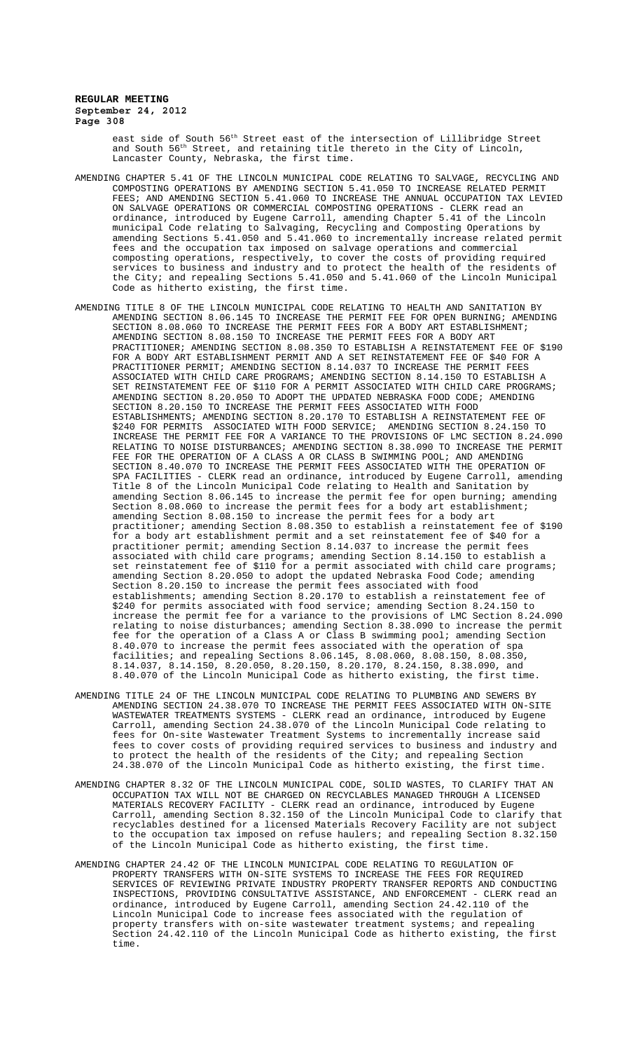east side of South 56th Street east of the intersection of Lillibridge Street and South 56th Street, and retaining title thereto in the City of Lincoln, Lancaster County, Nebraska, the first time.

AMENDING CHAPTER 5.41 OF THE LINCOLN MUNICIPAL CODE RELATING TO SALVAGE, RECYCLING AND COMPOSTING OPERATIONS BY AMENDING SECTION 5.41.050 TO INCREASE RELATED PERMIT FEES; AND AMENDING SECTION 5.41.060 TO INCREASE THE ANNUAL OCCUPATION TAX LEVIED ON SALVAGE OPERATIONS OR COMMERCIAL COMPOSTING OPERATIONS - CLERK read an ordinance, introduced by Eugene Carroll, amending Chapter 5.41 of the Lincoln municipal Code relating to Salvaging, Recycling and Composting Operations by amending Sections 5.41.050 and 5.41.060 to incrementally increase related permit fees and the occupation tax imposed on salvage operations and commercial composting operations, respectively, to cover the costs of providing required services to business and industry and to protect the health of the residents of the City; and repealing Sections 5.41.050 and 5.41.060 of the Lincoln Municipal Code as hitherto existing, the first time.

AMENDING TITLE 8 OF THE LINCOLN MUNICIPAL CODE RELATING TO HEALTH AND SANITATION BY AMENDING SECTION 8.06.145 TO INCREASE THE PERMIT FEE FOR OPEN BURNING; AMENDING SECTION 8.08.060 TO INCREASE THE PERMIT FEES FOR A BODY ART ESTABLISHMENT; AMENDING SECTION 8.08.150 TO INCREASE THE PERMIT FEES FOR A BODY ART PRACTITIONER; AMENDING SECTION 8.08.350 TO ESTABLISH A REINSTATEMENT FEE OF $190 FOR A BODY ART ESTABLISHMENT PERMIT AND A SET REINSTATEMENT FEE OF $40 FOR A PRACTITIONER PERMIT; AMENDING SECTION 8.14.037 TO INCREASE THE PERMIT FEES ASSOCIATED WITH CHILD CARE PROGRAMS; AMENDING SECTION 8.14.150 TO ESTABLISH A SET REINSTATEMENT FEE OF $110 FOR A PERMIT ASSOCIATED WITH CHILD CARE PROGRAMS; AMENDING SECTION 8.20.050 TO ADOPT THE UPDATED NEBRASKA FOOD CODE; AMENDING SECTION 8.20.150 TO INCREASE THE PERMIT FEES ASSOCIATED WITH FOOD ESTABLISHMENTS; AMENDING SECTION 8.20.170 TO ESTABLISH A REINSTATEMENT FEE OF $240 FOR PERMITS ASSOCIATED WITH FOOD SERVICE; AMENDING SECTION 8.24.150 TO INCREASE THE PERMIT FEE FOR A VARIANCE TO THE PROVISIONS OF LMC SECTION 8.24.090 RELATING TO NOISE DISTURBANCES; AMENDING SECTION 8.38.090 TO INCREASE THE PERMIT FEE FOR THE OPERATION OF A CLASS A OR CLASS B SWIMMING POOL; AND AMENDING SECTION 8.40.070 TO INCREASE THE PERMIT FEES ASSOCIATED WITH THE OPERATION OF SPA FACILITIES - CLERK read an ordinance, introduced by Eugene Carroll, amending Title 8 of the Lincoln Municipal Code relating to Health and Sanitation by amending Section 8.06.145 to increase the permit fee for open burning; amending Section 8.08.060 to increase the permit fees for a body art establishment; amending Section 8.08.150 to increase the permit fees for a body art practitioner; amending Section 8.08.350 to establish a reinstatement fee of $190 for a body art establishment permit and a set reinstatement fee of $40 for a practitioner permit; amending Section 8.14.037 to increase the permit fees associated with child care programs; amending Section 8.14.150 to establish a set reinstatement fee of $110 for a permit associated with child care programs; amending Section 8.20.050 to adopt the updated Nebraska Food Code; amending Section 8.20.150 to increase the permit fees associated with food establishments; amending Section 8.20.170 to establish a reinstatement fee of $240 for permits associated with food service; amending Section 8.24.150 to increase the permit fee for a variance to the provisions of LMC Section 8.24.090 relating to noise disturbances; amending Section 8.38.090 to increase the permit fee for the operation of a Class A or Class B swimming pool; amending Section 8.40.070 to increase the permit fees associated with the operation of spa facilities; and repealing Sections 8.06.145, 8.08.060, 8.08.150, 8.08.350, 8.14.037, 8.14.150, 8.20.050, 8.20.150, 8.20.170, 8.24.150, 8.38.090, and 8.40.070 of the Lincoln Municipal Code as hitherto existing, the first time.

AMENDING TITLE 24 OF THE LINCOLN MUNICIPAL CODE RELATING TO PLUMBING AND SEWERS BY AMENDING SECTION 24.38.070 TO INCREASE THE PERMIT FEES ASSOCIATED WITH ON-SITE WASTEWATER TREATMENTS SYSTEMS - CLERK read an ordinance, introduced by Eugene Carroll, amending Section 24.38.070 of the Lincoln Municipal Code relating to fees for On-site Wastewater Treatment Systems to incrementally increase said fees to cover costs of providing required services to business and industry and to protect the health of the residents of the City; and repealing Section 24.38.070 of the Lincoln Municipal Code as hitherto existing, the first time.

AMENDING CHAPTER 8.32 OF THE LINCOLN MUNICIPAL CODE, SOLID WASTES, TO CLARIFY THAT AN OCCUPATION TAX WILL NOT BE CHARGED ON RECYCLABLES MANAGED THROUGH A LICENSED MATERIALS RECOVERY FACILITY - CLERK read an ordinance, introduced by Eugene Carroll, amending Section 8.32.150 of the Lincoln Municipal Code to clarify that recyclables destined for a licensed Materials Recovery Facility are not subject to the occupation tax imposed on refuse haulers; and repealing Section 8.32.150 of the Lincoln Municipal Code as hitherto existing, the first time.

AMENDING CHAPTER 24.42 OF THE LINCOLN MUNICIPAL CODE RELATING TO REGULATION OF PROPERTY TRANSFERS WITH ON-SITE SYSTEMS TO INCREASE THE FEES FOR REQUIRED SERVICES OF REVIEWING PRIVATE INDUSTRY PROPERTY TRANSFER REPORTS AND CONDUCTING INSPECTIONS, PROVIDING CONSULTATIVE ASSISTANCE, AND ENFORCEMENT - CLERK read an ordinance, introduced by Eugene Carroll, amending Section 24.42.110 of the Lincoln Municipal Code to increase fees associated with the regulation of property transfers with on-site wastewater treatment systems; and repealing Section 24.42.110 of the Lincoln Municipal Code as hitherto existing, the first time.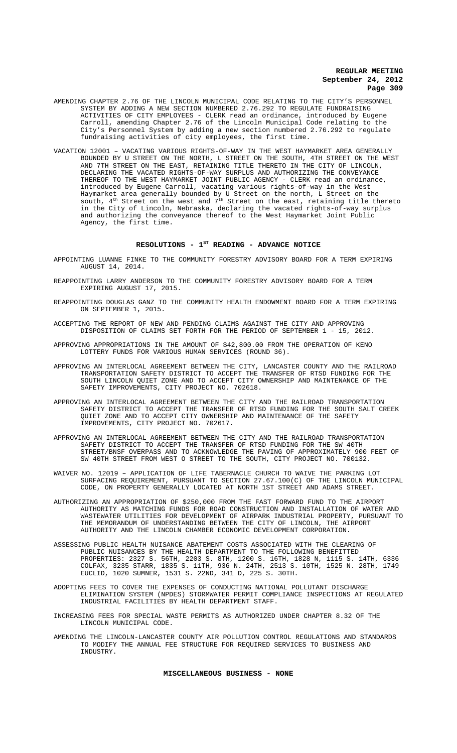AMENDING CHAPTER 2.76 OF THE LINCOLN MUNICIPAL CODE RELATING TO THE CITY'S PERSONNEL SYSTEM BY ADDING A NEW SECTION NUMBERED 2.76.292 TO REGULATE FUNDRAISING ACTIVITIES OF CITY EMPLOYEES - CLERK read an ordinance, introduced by Eugene Carroll, amending Chapter 2.76 of the Lincoln Municipal Code relating to the City's Personnel System by adding a new section numbered 2.76.292 to regulate fundraising activities of city employees, the first time.

VACATION 12001 – VACATING VARIOUS RIGHTS-OF-WAY IN THE WEST HAYMARKET AREA GENERALLY BOUNDED BY U STREET ON THE NORTH, L STREET ON THE SOUTH, 4TH STREET ON THE WEST AND 7TH STREET ON THE EAST, RETAINING TITLE THERETO IN THE CITY OF LINCOLN, DECLARING THE VACATED RIGHTS-OF-WAY SURPLUS AND AUTHORIZING THE CONVEYANCE THEREOF TO THE WEST HAYMARKET JOINT PUBLIC AGENCY - CLERK read an ordinance, introduced by Eugene Carroll, vacating various rights-of-way in the West Haymarket area generally bounded by U Street on the north, L Street on the south, 4th Street on the west and 7th Street on the east, retaining title thereto in the City of Lincoln, Nebraska, declaring the vacated rights-of-way surplus and authorizing the conveyance thereof to the West Haymarket Joint Public Agency, the first time.

## RESOLUTIONS - 1ST READING - ADVANCE NOTICE

APPOINTING LUANNE FINKE TO THE COMMUNITY FORESTRY ADVISORY BOARD FOR A TERM EXPIRING AUGUST 14, 2014.

REAPPOINTING LARRY ANDERSON TO THE COMMUNITY FORESTRY ADVISORY BOARD FOR A TERM EXPIRING AUGUST 17, 2015.

REAPPOINTING DOUGLAS GANZ TO THE COMMUNITY HEALTH ENDOWMENT BOARD FOR A TERM EXPIRING ON SEPTEMBER 1, 2015.

ACCEPTING THE REPORT OF NEW AND PENDING CLAIMS AGAINST THE CITY AND APPROVING DISPOSITION OF CLAIMS SET FORTH FOR THE PERIOD OF SEPTEMBER 1 - 15, 2012.

APPROVING APPROPRIATIONS IN THE AMOUNT OF $42,800.00 FROM THE OPERATION OF KENO LOTTERY FUNDS FOR VARIOUS HUMAN SERVICES (ROUND 36).

APPROVING AN INTERLOCAL AGREEMENT BETWEEN THE CITY, LANCASTER COUNTY AND THE RAILROAD TRANSPORTATION SAFETY DISTRICT TO ACCEPT THE TRANSFER OF RTSD FUNDING FOR THE SOUTH LINCOLN QUIET ZONE AND TO ACCEPT CITY OWNERSHIP AND MAINTENANCE OF THE SAFETY IMPROVEMENTS, CITY PROJECT NO. 702618.

APPROVING AN INTERLOCAL AGREEMENT BETWEEN THE CITY AND THE RAILROAD TRANSPORTATION SAFETY DISTRICT TO ACCEPT THE TRANSFER OF RTSD FUNDING FOR THE SOUTH SALT CREEK QUIET ZONE AND TO ACCEPT CITY OWNERSHIP AND MAINTENANCE OF THE SAFETY IMPROVEMENTS, CITY PROJECT NO. 702617.

APPROVING AN INTERLOCAL AGREEMENT BETWEEN THE CITY AND THE RAILROAD TRANSPORTATION SAFETY DISTRICT TO ACCEPT THE TRANSFER OF RTSD FUNDING FOR THE SW 40TH STREET/BNSF OVERPASS AND TO ACKNOWLEDGE THE PAVING OF APPROXIMATELY 900 FEET OF SW 40TH STREET FROM WEST O STREET TO THE SOUTH, CITY PROJECT NO. 700132.

WAIVER NO. 12019 – APPLICATION OF LIFE TABERNACLE CHURCH TO WAIVE THE PARKING LOT SURFACING REQUIREMENT, PURSUANT TO SECTION 27.67.100(C) OF THE LINCOLN MUNICIPAL CODE, ON PROPERTY GENERALLY LOCATED AT NORTH 1ST STREET AND ADAMS STREET.

AUTHORIZING AN APPROPRIATION OF $250,000 FROM THE FAST FORWARD FUND TO THE AIRPORT AUTHORITY AS MATCHING FUNDS FOR ROAD CONSTRUCTION AND INSTALLATION OF WATER AND WASTEWATER UTILITIES FOR DEVELOPMENT OF AIRPARK INDUSTRIAL PROPERTY, PURSUANT TO THE MEMORANDUM OF UNDERSTANDING BETWEEN THE CITY OF LINCOLN, THE AIRPORT AUTHORITY AND THE LINCOLN CHAMBER ECONOMIC DEVELOPMENT CORPORATION.

ASSESSING PUBLIC HEALTH NUISANCE ABATEMENT COSTS ASSOCIATED WITH THE CLEARING OF PUBLIC NUISANCES BY THE HEALTH DEPARTMENT TO THE FOLLOWING BENEFITTED PROPERTIES: 2327 S. 56TH, 2203 S. 8TH, 1200 S. 16TH, 1828 N, 1115 S. 14TH, 6336 COLFAX, 3235 STARR, 1835 S. 11TH, 936 N. 24TH, 2513 S. 10TH, 1525 N. 28TH, 1749 EUCLID, 1020 SUMNER, 1531 S. 22ND, 341 D, 225 S. 30TH.

ADOPTING FEES TO COVER THE EXPENSES OF CONDUCTING NATIONAL POLLUTANT DISCHARGE ELIMINATION SYSTEM (NPDES) STORMWATER PERMIT COMPLIANCE INSPECTIONS AT REGULATED INDUSTRIAL FACILITIES BY HEALTH DEPARTMENT STAFF.

INCREASING FEES FOR SPECIAL WASTE PERMITS AS AUTHORIZED UNDER CHAPTER 8.32 OF THE LINCOLN MUNICIPAL CODE.

AMENDING THE LINCOLN-LANCASTER COUNTY AIR POLLUTION CONTROL REGULATIONS AND STANDARDS TO MODIFY THE ANNUAL FEE STRUCTURE FOR REQUIRED SERVICES TO BUSINESS AND INDUSTRY.

## MISCELLANEOUS BUSINESS - NONE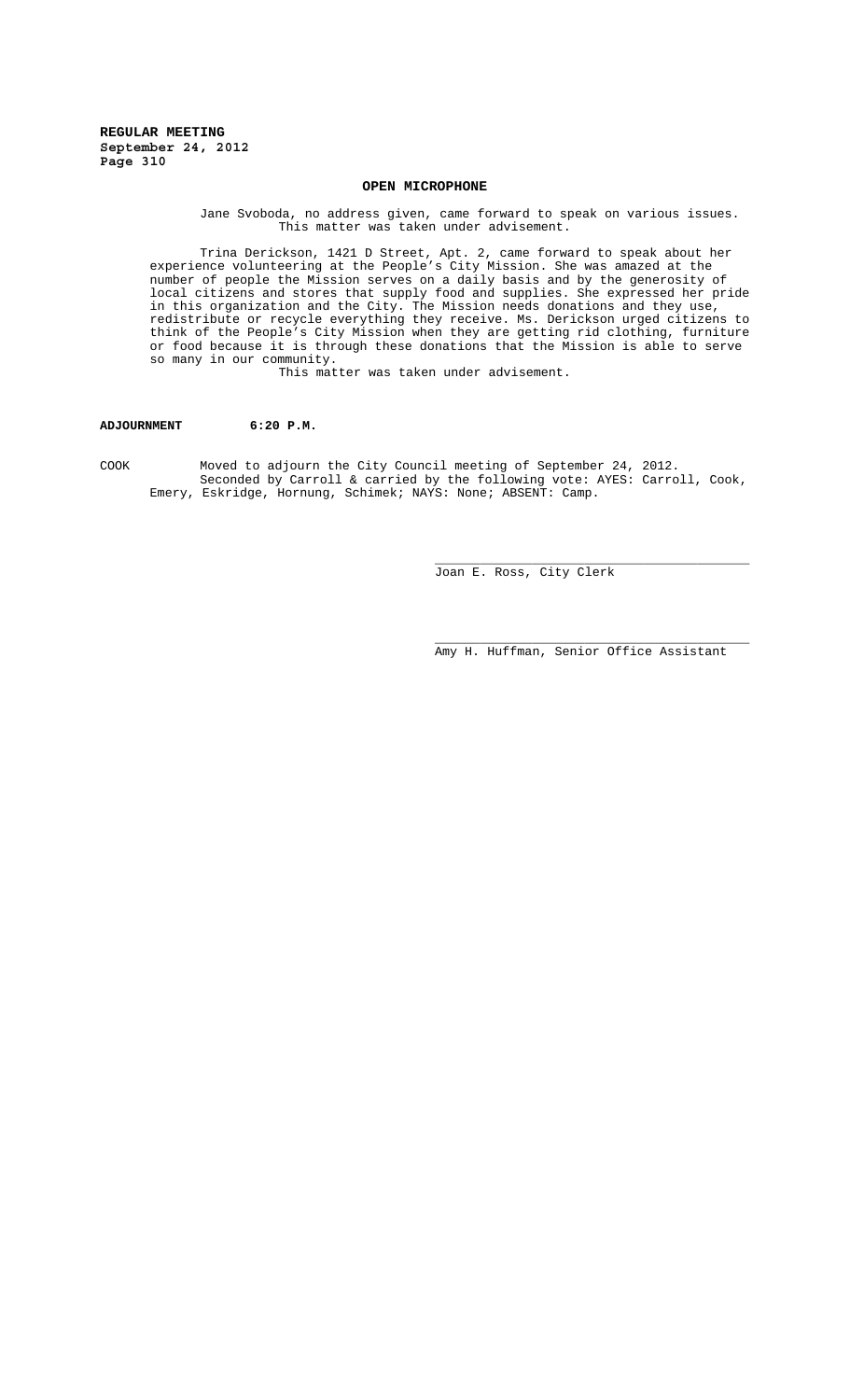## OPEN MICROPHONE

Jane Svoboda, no address given, came forward to speak on various issues. This matter was taken under advisement.

Trina Derickson, 1421 D Street, Apt. 2, came forward to speak about her experience volunteering at the People's City Mission. She was amazed at the number of people the Mission serves on a daily basis and by the generosity of local citizens and stores that supply food and supplies. She expressed her pride in this organization and the City. The Mission needs donations and they use, redistribute or recycle everything they receive. Ms. Derickson urged citizens to think of the People's City Mission when they are getting rid clothing, furniture or food because it is through these donations that the Mission is able to serve so many in our community.

This matter was taken under advisement.

**ADJOURNMENT 6:20 P.M.**

COOK Moved to adjourn the City Council meeting of September 24, 2012. Seconded by Carroll & carried by the following vote: AYES: Carroll, Cook, Emery, Eskridge, Hornung, Schimek; NAYS: None; ABSENT: Camp.

\_\_\_\_\_\_\_\_\_\_\_\_\_\_\_\_\_\_\_\_\_\_\_\_\_\_\_\_\_\_\_\_\_\_\_\_\_\_\_\_\_\_

Joan E. Ross, City Clerk

\_\_\_\_\_\_\_\_\_\_\_\_\_\_\_\_\_\_\_\_\_\_\_\_\_\_\_\_\_\_\_\_\_\_\_\_\_\_\_\_\_\_

Amy H. Huffman, Senior Office Assistant